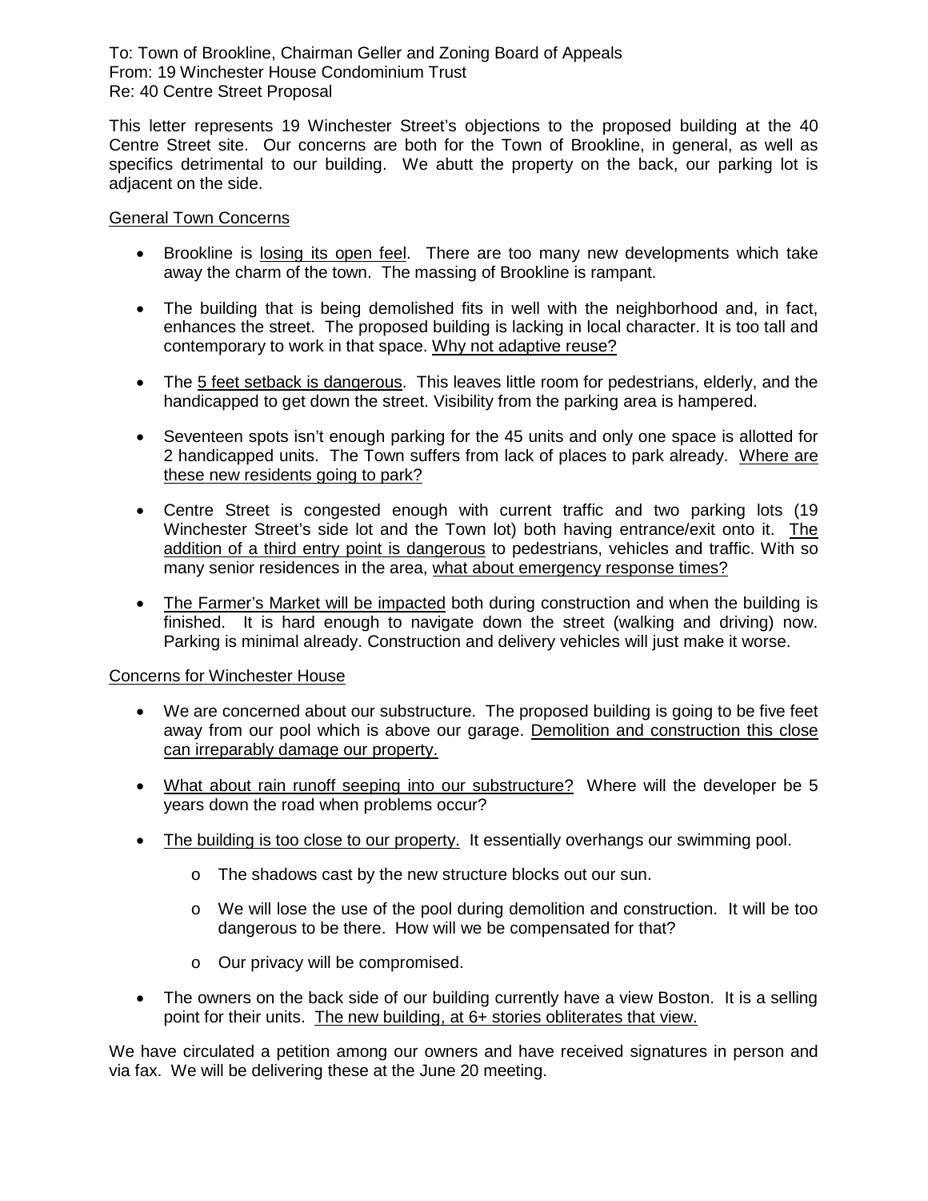To: Town of Brookline, Chairman Geller and Zoning Board of Appeals
From: 19 Winchester House Condominium Trust
Re: 40 Centre Street Proposal

This letter represents 19 Winchester Street's objections to the proposed building at the 40 Centre Street site. Our concerns are both for the Town of Brookline, in general, as well as specifics detrimental to our building. We abutt the property on the back, our parking lot is adjacent on the side.

<u>General Town Concerns</u>

- Brookline is <u>losing its open feel</u>. There are too many new developments which take away the charm of the town. The massing of Brookline is rampant.
- The building that is being demolished fits in well with the neighborhood and, in fact, enhances the street. The proposed building is lacking in local character. It is too tall and contemporary to work in that space. <u>Why not adaptive reuse?</u>
- The <u>5 feet setback is dangerous</u>. This leaves little room for pedestrians, elderly, and the handicapped to get down the street. Visibility from the parking area is hampered.
- Seventeen spots isn't enough parking for the 45 units and only one space is allotted for 2 handicapped units. The Town suffers from lack of places to park already. <u>Where are these new residents going to park?</u>
- Centre Street is congested enough with current traffic and two parking lots (19 Winchester Street's side lot and the Town lot) both having entrance/exit onto it. <u>The addition of a third entry point is dangerous</u> to pedestrians, vehicles and traffic. With so many senior residences in the area, <u>what about emergency response times?</u>
- <u>The Farmer's Market will be impacted</u> both during construction and when the building is finished. It is hard enough to navigate down the street (walking and driving) now. Parking is minimal already. Construction and delivery vehicles will just make it worse.

<u>Concerns for Winchester House</u>

- We are concerned about our substructure. The proposed building is going to be five feet away from our pool which is above our garage. <u>Demolition and construction this close can irreparably damage our property.</u>
- <u>What about rain runoff seeping into our substructure?</u> Where will the developer be 5 years down the road when problems occur?
- <u>The building is too close to our property.</u> It essentially overhangs our swimming pool.
  - The shadows cast by the new structure blocks out our sun.
  - We will lose the use of the pool during demolition and construction. It will be too dangerous to be there. How will we be compensated for that?
  - Our privacy will be compromised.
- The owners on the back side of our building currently have a view Boston. It is a selling point for their units. <u>The new building, at 6+ stories obliterates that view.</u>

We have circulated a petition among our owners and have received signatures in person and via fax. We will be delivering these at the June 20 meeting.